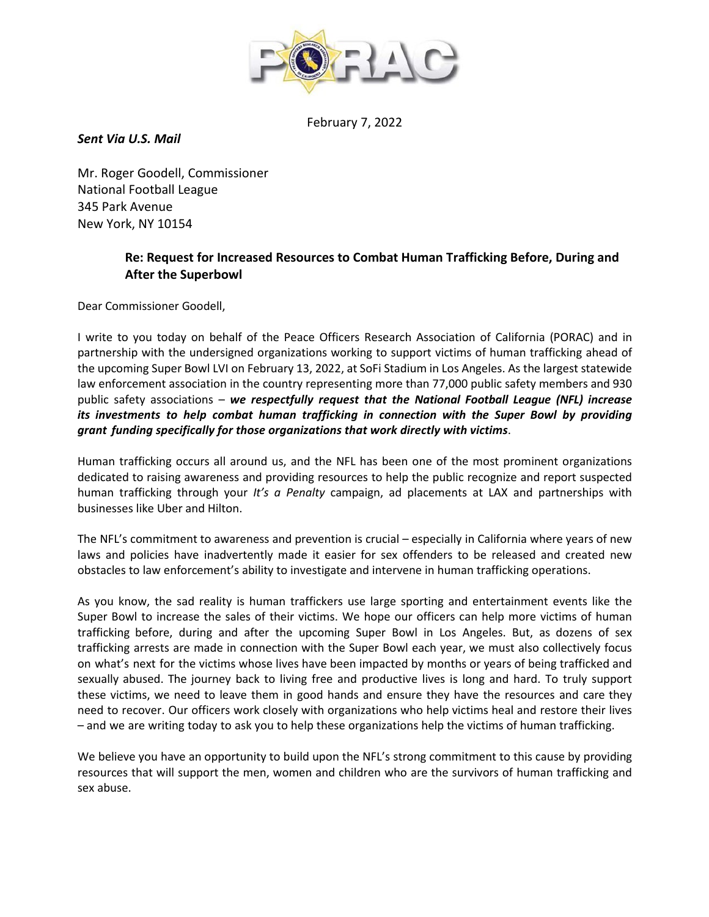February 7, 2022

***Sent Via U.S. Mail***

Mr. Roger Goodell, Commissioner
National Football League
345 Park Avenue
New York, NY 10154

**Re: Request for Increased Resources to Combat Human Trafficking Before, During and After the Superbowl**

Dear Commissioner Goodell,

I write to you today on behalf of the Peace Officers Research Association of California (PORAC) and in partnership with the undersigned organizations working to support victims of human trafficking ahead of the upcoming Super Bowl LVI on February 13, 2022, at SoFi Stadium in Los Angeles. As the largest statewide law enforcement association in the country representing more than 77,000 public safety members and 930 public safety associations – ***we respectfully request that the National Football League (NFL) increase its investments to help combat human trafficking in connection with the Super Bowl by providing grant funding specifically for those organizations that work directly with victims***.

Human trafficking occurs all around us, and the NFL has been one of the most prominent organizations dedicated to raising awareness and providing resources to help the public recognize and report suspected human trafficking through your *It's a Penalty* campaign, ad placements at LAX and partnerships with businesses like Uber and Hilton.

The NFL's commitment to awareness and prevention is crucial – especially in California where years of new laws and policies have inadvertently made it easier for sex offenders to be released and created new obstacles to law enforcement's ability to investigate and intervene in human trafficking operations.

As you know, the sad reality is human traffickers use large sporting and entertainment events like the Super Bowl to increase the sales of their victims. We hope our officers can help more victims of human trafficking before, during and after the upcoming Super Bowl in Los Angeles. But, as dozens of sex trafficking arrests are made in connection with the Super Bowl each year, we must also collectively focus on what's next for the victims whose lives have been impacted by months or years of being trafficked and sexually abused. The journey back to living free and productive lives is long and hard. To truly support these victims, we need to leave them in good hands and ensure they have the resources and care they need to recover. Our officers work closely with organizations who help victims heal and restore their lives – and we are writing today to ask you to help these organizations help the victims of human trafficking.

We believe you have an opportunity to build upon the NFL's strong commitment to this cause by providing resources that will support the men, women and children who are the survivors of human trafficking and sex abuse.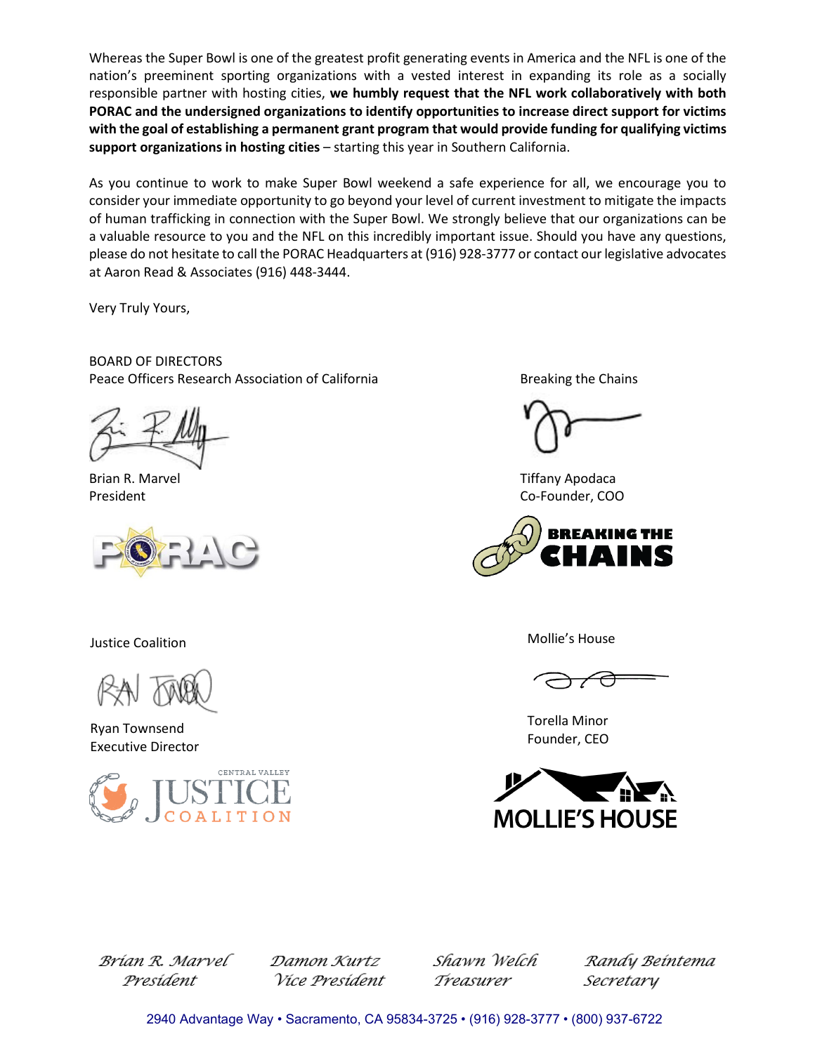Whereas the Super Bowl is one of the greatest profit generating events in America and the NFL is one of the nation's preeminent sporting organizations with a vested interest in expanding its role as a socially responsible partner with hosting cities, **we humbly request that the NFL work collaboratively with both PORAC and the undersigned organizations to identify opportunities to increase direct support for victims with the goal of establishing a permanent grant program that would provide funding for qualifying victims support organizations in hosting cities** – starting this year in Southern California.

As you continue to work to make Super Bowl weekend a safe experience for all, we encourage you to consider your immediate opportunity to go beyond your level of current investment to mitigate the impacts of human trafficking in connection with the Super Bowl. We strongly believe that our organizations can be a valuable resource to you and the NFL on this incredibly important issue. Should you have any questions, please do not hesitate to call the PORAC Headquarters at (916) 928-3777 or contact our legislative advocates at Aaron Read & Associates (916) 448-3444.

Very Truly Yours,

BOARD OF DIRECTORS
Peace Officers Research Association of California

Brian R. Marvel
President

PORAC

Breaking the Chains

Tiffany Apodaca
Co-Founder, COO

BREAKING THE CHAINS

Justice Coalition

Ryan Townsend
Executive Director

CENTRAL VALLEY JUSTICE COALITION

Mollie's House

Torella Minor
Founder, CEO

MOLLIE'S HOUSE

*Brian R. Marvel*
*President*

*Damon Kurtz*
*Vice President*

*Shawn Welch*
*Treasurer*

*Randy Beintema*
*Secretary*

2940 Advantage Way • Sacramento, CA 95834-3725 • (916) 928-3777 • (800) 937-6722